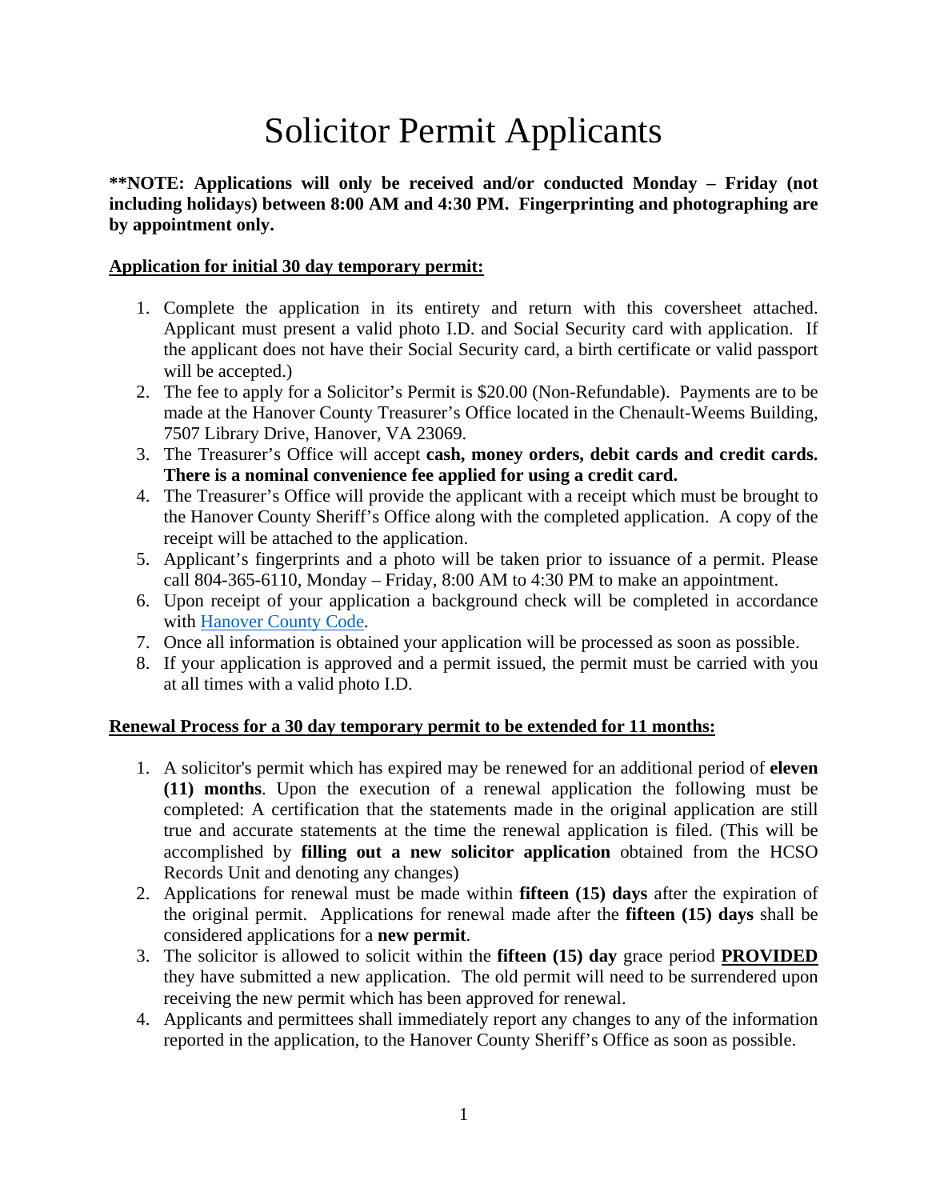# Solicitor Permit Applicants

****NOTE: Applications will only be received and/or conducted Monday – Friday (not including holidays) between 8:00 AM and 4:30 PM. Fingerprinting and photographing are by appointment only.**

**Application for initial 30 day temporary permit:**

1. Complete the application in its entirety and return with this coversheet attached. Applicant must present a valid photo I.D. and Social Security card with application. If the applicant does not have their Social Security card, a birth certificate or valid passport will be accepted.)
2. The fee to apply for a Solicitor's Permit is $20.00 (Non-Refundable). Payments are to be made at the Hanover County Treasurer's Office located in the Chenault-Weems Building, 7507 Library Drive, Hanover, VA 23069.
3. The Treasurer's Office will accept **cash, money orders, debit cards and credit cards. There is a nominal convenience fee applied for using a credit card.**
4. The Treasurer's Office will provide the applicant with a receipt which must be brought to the Hanover County Sheriff's Office along with the completed application. A copy of the receipt will be attached to the application.
5. Applicant's fingerprints and a photo will be taken prior to issuance of a permit. Please call 804-365-6110, Monday – Friday, 8:00 AM to 4:30 PM to make an appointment.
6. Upon receipt of your application a background check will be completed in accordance with Hanover County Code.
7. Once all information is obtained your application will be processed as soon as possible.
8. If your application is approved and a permit issued, the permit must be carried with you at all times with a valid photo I.D.

**Renewal Process for a 30 day temporary permit to be extended for 11 months:**

1. A solicitor's permit which has expired may be renewed for an additional period of **eleven (11) months**. Upon the execution of a renewal application the following must be completed: A certification that the statements made in the original application are still true and accurate statements at the time the renewal application is filed. (This will be accomplished by **filling out a new solicitor application** obtained from the HCSO Records Unit and denoting any changes)
2. Applications for renewal must be made within **fifteen (15) days** after the expiration of the original permit. Applications for renewal made after the **fifteen (15) days** shall be considered applications for a **new permit**.
3. The solicitor is allowed to solicit within the **fifteen (15) day** grace period **PROVIDED** they have submitted a new application. The old permit will need to be surrendered upon receiving the new permit which has been approved for renewal.
4. Applicants and permittees shall immediately report any changes to any of the information reported in the application, to the Hanover County Sheriff's Office as soon as possible.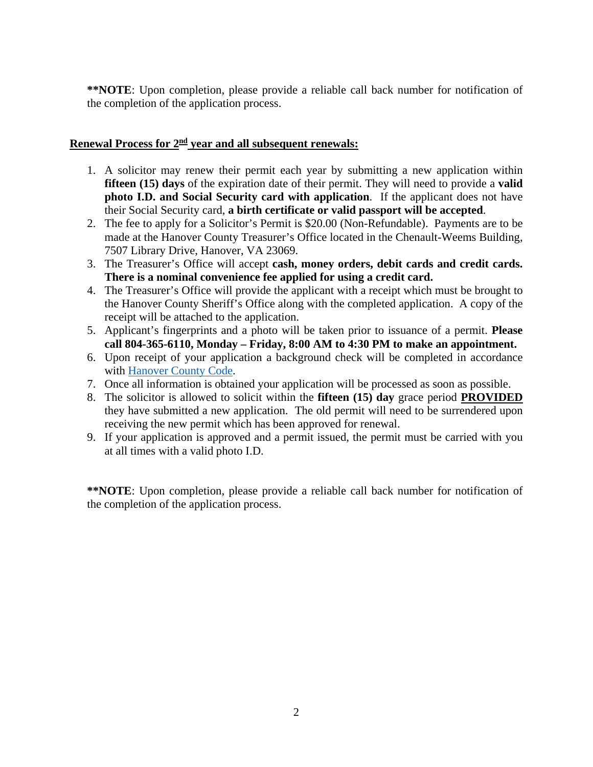**NOTE**: Upon completion, please provide a reliable call back number for notification of the completion of the application process.

## Renewal Process for 2nd year and all subsequent renewals:

1. A solicitor may renew their permit each year by submitting a new application within **fifteen (15) days** of the expiration date of their permit. They will need to provide a **valid photo I.D. and Social Security card with application**. If the applicant does not have their Social Security card, **a birth certificate or valid passport will be accepted**.
2. The fee to apply for a Solicitor's Permit is $20.00 (Non-Refundable). Payments are to be made at the Hanover County Treasurer's Office located in the Chenault-Weems Building, 7507 Library Drive, Hanover, VA 23069.
3. The Treasurer's Office will accept **cash, money orders, debit cards and credit cards. There is a nominal convenience fee applied for using a credit card.**
4. The Treasurer's Office will provide the applicant with a receipt which must be brought to the Hanover County Sheriff's Office along with the completed application. A copy of the receipt will be attached to the application.
5. Applicant's fingerprints and a photo will be taken prior to issuance of a permit. **Please call 804-365-6110, Monday – Friday, 8:00 AM to 4:30 PM to make an appointment.**
6. Upon receipt of your application a background check will be completed in accordance with Hanover County Code.
7. Once all information is obtained your application will be processed as soon as possible.
8. The solicitor is allowed to solicit within the **fifteen (15) day** grace period **PROVIDED** they have submitted a new application. The old permit will need to be surrendered upon receiving the new permit which has been approved for renewal.
9. If your application is approved and a permit issued, the permit must be carried with you at all times with a valid photo I.D.

**NOTE**: Upon completion, please provide a reliable call back number for notification of the completion of the application process.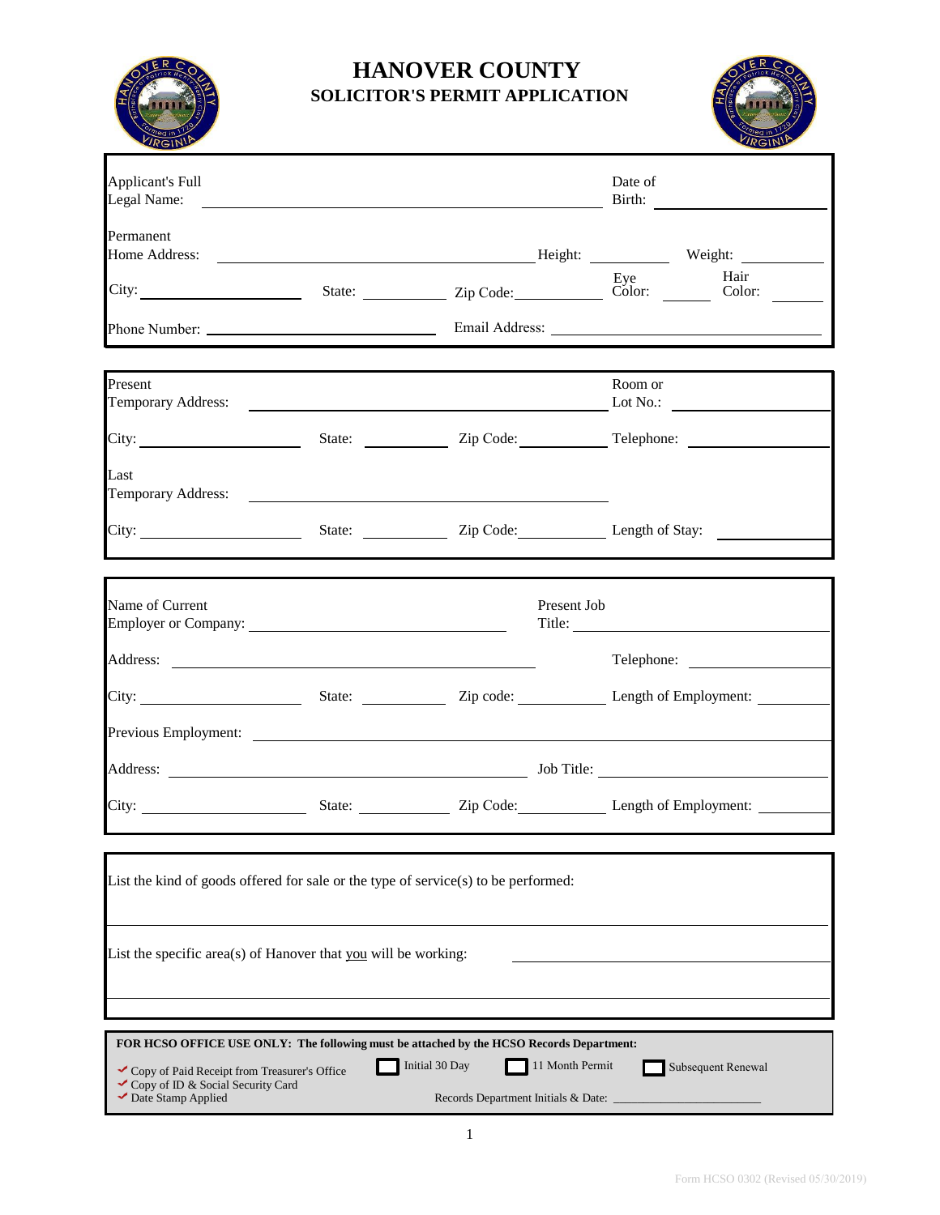# HANOVER COUNTY

## SOLICITOR'S PERMIT APPLICATION

Applicant's Full Legal Name: ____________________ Date of Birth: ____________

Permanent Home Address: ____________________ Height: ________ Weight: ________

City: ____________ State: ________ Zip Code: ________ Eye Color: ______ Hair Color: ______

Phone Number: ____________________ Email Address: ____________________

---

Present Temporary Address: ____________________ Room or Lot No.: ____________

City: ____________ State: ________ Zip Code: ________ Telephone: ____________

Last Temporary Address: ____________________

City: ____________ State: ________ Zip Code: ________ Length of Stay: ____________

---

Name of Current Employer or Company: ____________________ Present Job Title: ____________________

Address: ____________________ Telephone: ____________

City: ____________ State: ________ Zip code: ________ Length of Employment: ________

Previous Employment: ____________________

Address: ____________________ Job Title: ____________________

City: ____________ State: ________ Zip Code: ________ Length of Employment: ________

---

List the kind of goods offered for sale or the type of service(s) to be performed:

____________________

List the specific area(s) of Hanover that you will be working: ____________________

____________________

---

**FOR HCSO OFFICE USE ONLY: The following must be attached by the HCSO Records Department:**

- ✔ Copy of Paid Receipt from Treasurer's Office
- ✔ Copy of ID & Social Security Card
- ✔ Date Stamp Applied

☐ Initial 30 Day ☐ 11 Month Permit ☐ Subsequent Renewal

Records Department Initials & Date: ____________________

Form HCSO 0302 (Revised 05/30/2019)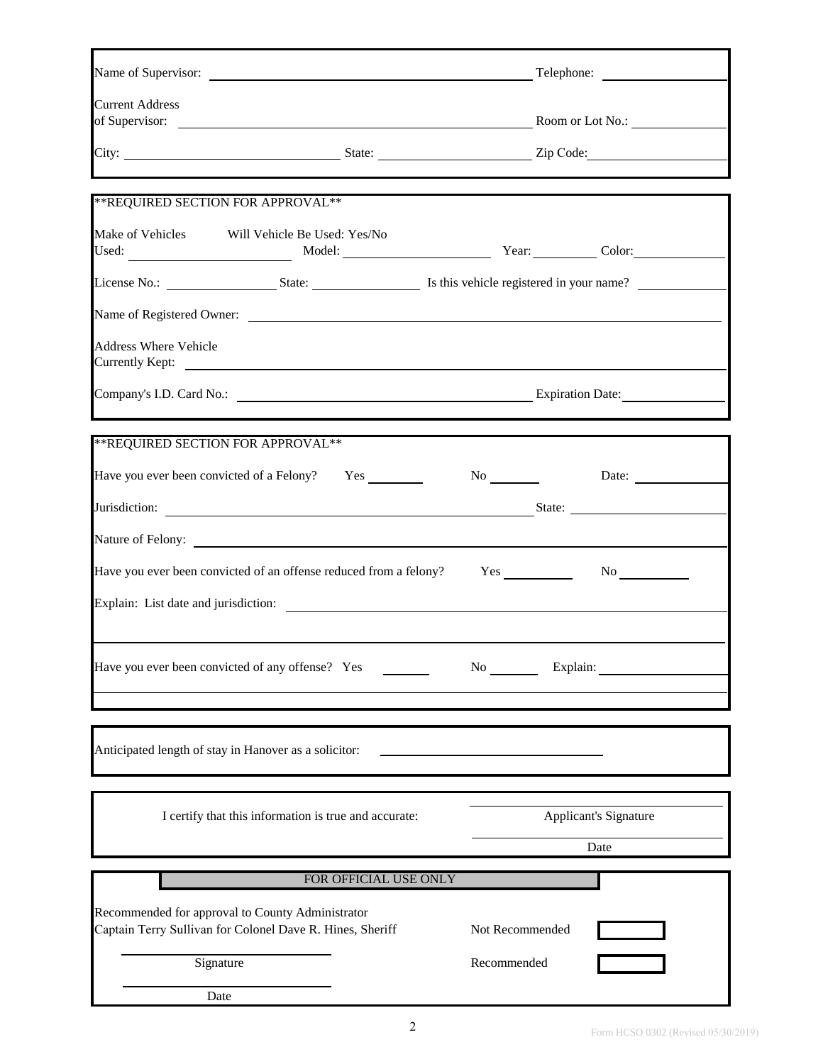Name of Supervisor: ______________________________ Telephone: ______________

Current Address of Supervisor: ______________________________ Room or Lot No.: ______________

City: ______________ State: ______________ Zip Code: ______________

**REQUIRED SECTION FOR APPROVAL**

Make of Vehicles Used: ______________ Will Vehicle Be Used: Yes/No Model: ______________ Year: ________ Color: ______________

License No.: ______________ State: ______________ Is this vehicle registered in your name? ______________

Name of Registered Owner: ______________________________

Address Where Vehicle Currently Kept: ______________________________

Company's I.D. Card No.: ______________________________ Expiration Date: ______________

**REQUIRED SECTION FOR APPROVAL**

Have you ever been convicted of a Felony? Yes ________ No ________ Date: ______________

Jurisdiction: ______________________________ State: ______________

Nature of Felony: ______________________________

Have you ever been convicted of an offense reduced from a felony? Yes ________ No ________

Explain: List date and jurisdiction: ______________________________

______________________________

Have you ever been convicted of any offense? Yes ________ No ________ Explain: ______________

______________________________

Anticipated length of stay in Hanover as a solicitor: ______________________________

I certify that this information is true and accurate:

______________________________
Applicant's Signature

______________________________
Date

FOR OFFICIAL USE ONLY

Recommended for approval to County Administrator
Captain Terry Sullivan for Colonel Dave R. Hines, Sheriff

Not Recommended ☐

Recommended ☐

______________________________
Signature

______________________________
Date

Form HCSO 0302 (Revised 05/30/2019)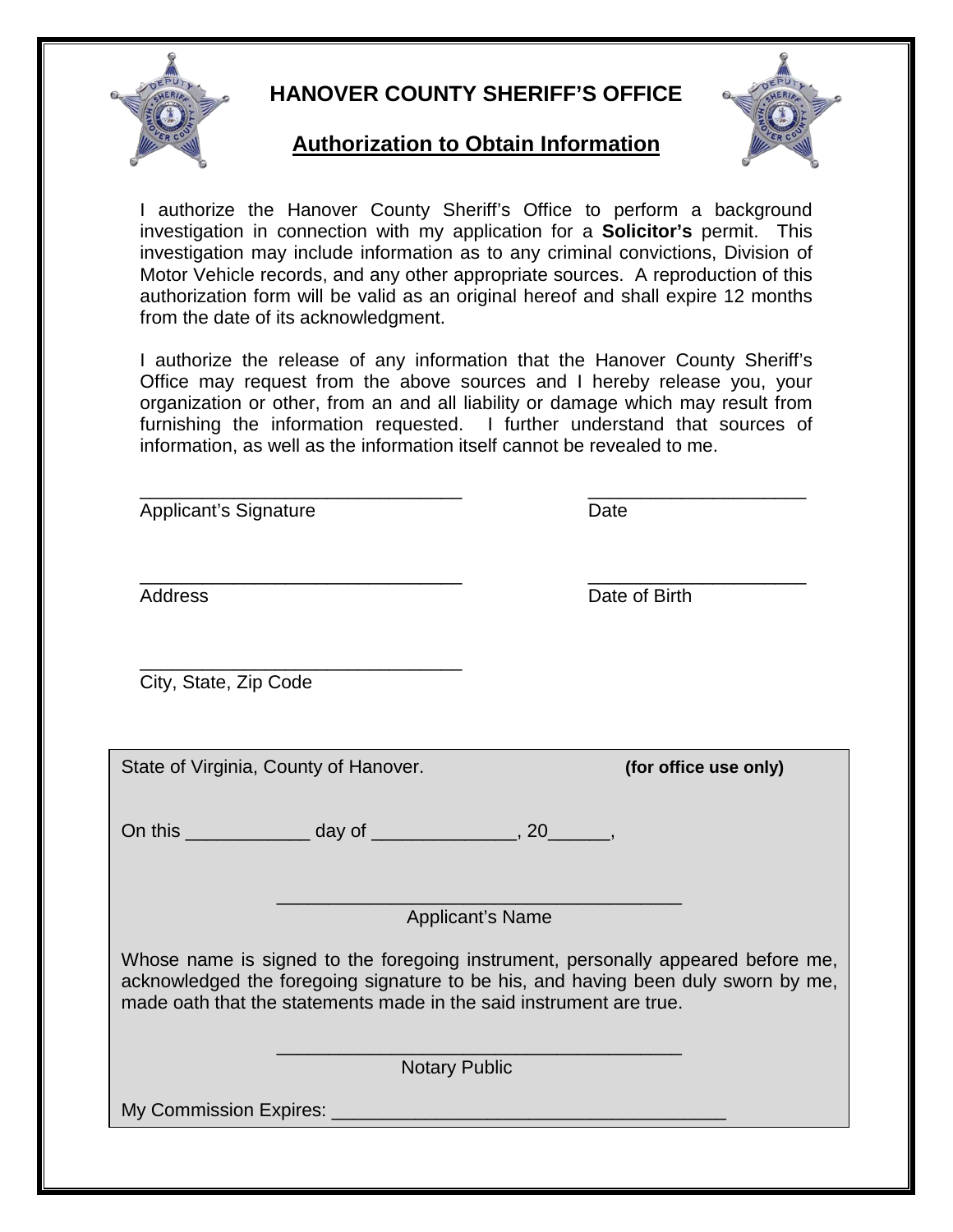# HANOVER COUNTY SHERIFF'S OFFICE

## Authorization to Obtain Information

I authorize the Hanover County Sheriff's Office to perform a background investigation in connection with my application for a **Solicitor's** permit. This investigation may include information as to any criminal convictions, Division of Motor Vehicle records, and any other appropriate sources. A reproduction of this authorization form will be valid as an original hereof and shall expire 12 months from the date of its acknowledgment.

I authorize the release of any information that the Hanover County Sheriff's Office may request from the above sources and I hereby release you, your organization or other, from an and all liability or damage which may result from furnishing the information requested. I further understand that sources of information, as well as the information itself cannot be revealed to me.

_______________________________ Applicant's Signature

_____________________ Date

_______________________________ Address

_____________________ Date of Birth

_______________________________ City, State, Zip Code

State of Virginia, County of Hanover. **(for office use only)**

On this ____________ day of ______________, 20______,

_______________________________________
Applicant's Name

Whose name is signed to the foregoing instrument, personally appeared before me, acknowledged the foregoing signature to be his, and having been duly sworn by me, made oath that the statements made in the said instrument are true.

_______________________________________
Notary Public

My Commission Expires: ______________________________________